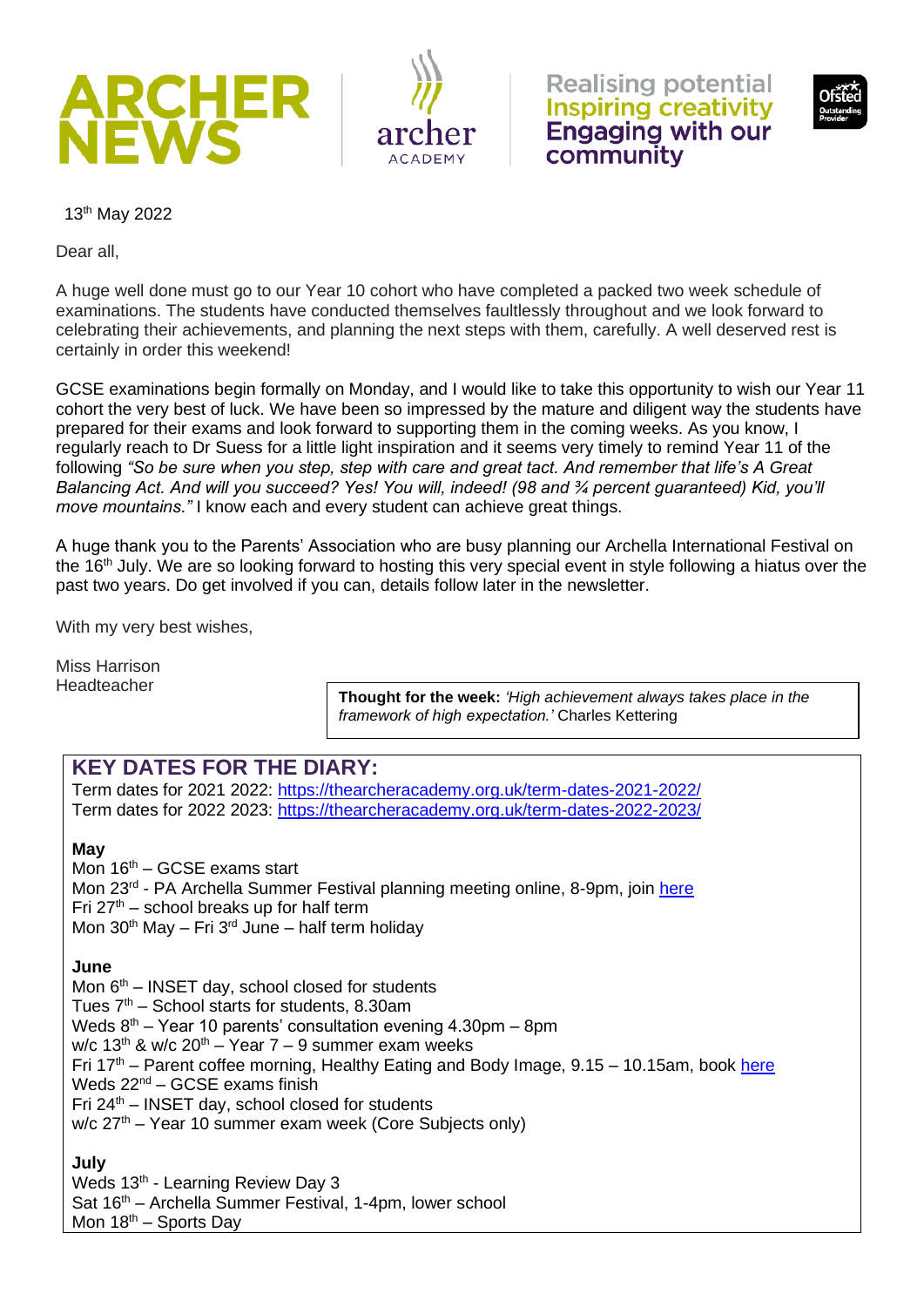# ARCHER NEWS

archer ACADEMY

Realising potential
Inspiring creativity
Engaging with our community

Ofsted Outstanding Provider

13th May 2022

Dear all,

A huge well done must go to our Year 10 cohort who have completed a packed two week schedule of examinations. The students have conducted themselves faultlessly throughout and we look forward to celebrating their achievements, and planning the next steps with them, carefully. A well deserved rest is certainly in order this weekend!

GCSE examinations begin formally on Monday, and I would like to take this opportunity to wish our Year 11 cohort the very best of luck. We have been so impressed by the mature and diligent way the students have prepared for their exams and look forward to supporting them in the coming weeks. As you know, I regularly reach to Dr Suess for a little light inspiration and it seems very timely to remind Year 11 of the following *"So be sure when you step, step with care and great tact. And remember that life's A Great Balancing Act. And will you succeed? Yes! You will, indeed! (98 and ¾ percent guaranteed) Kid, you'll move mountains."* I know each and every student can achieve great things.

A huge thank you to the Parents' Association who are busy planning our Archella International Festival on the 16th July. We are so looking forward to hosting this very special event in style following a hiatus over the past two years. Do get involved if you can, details follow later in the newsletter.

With my very best wishes,

Miss Harrison
Headteacher

> **Thought for the week:** *'High achievement always takes place in the framework of high expectation.'* Charles Kettering

## KEY DATES FOR THE DIARY:

Term dates for 2021 2022: https://thearcheracademy.org.uk/term-dates-2021-2022/
Term dates for 2022 2023: https://thearcheracademy.org.uk/term-dates-2022-2023/

**May**

Mon 16th – GCSE exams start
Mon 23rd - PA Archella Summer Festival planning meeting online, 8-9pm, join here
Fri 27th – school breaks up for half term
Mon 30th May – Fri 3rd June – half term holiday

**June**

Mon 6th – INSET day, school closed for students
Tues 7th – School starts for students, 8.30am
Weds 8th – Year 10 parents' consultation evening 4.30pm – 8pm
w/c 13th & w/c 20th – Year 7 – 9 summer exam weeks
Fri 17th – Parent coffee morning, Healthy Eating and Body Image, 9.15 – 10.15am, book here
Weds 22nd – GCSE exams finish
Fri 24th – INSET day, school closed for students
w/c 27th – Year 10 summer exam week (Core Subjects only)

**July**

Weds 13th - Learning Review Day 3
Sat 16th – Archella Summer Festival, 1-4pm, lower school
Mon 18th – Sports Day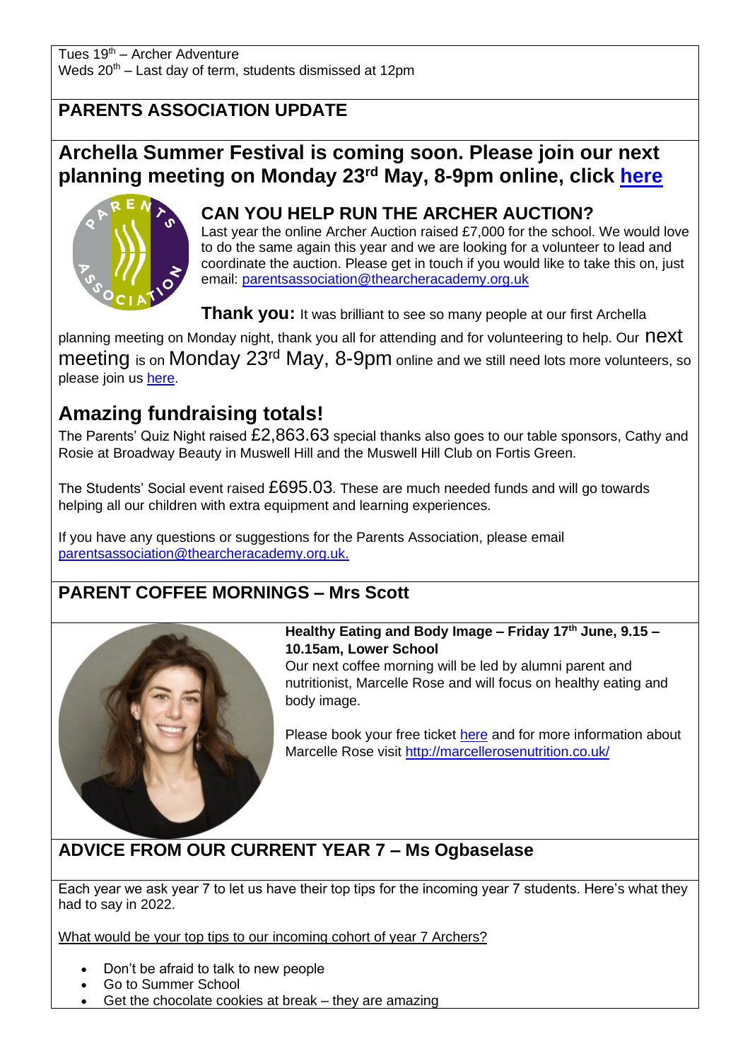Tues 19th – Archer Adventure
Weds 20th – Last day of term, students dismissed at 12pm

## PARENTS ASSOCIATION UPDATE

## Archella Summer Festival is coming soon. Please join our next planning meeting on Monday 23rd May, 8-9pm online, click here

### CAN YOU HELP RUN THE ARCHER AUCTION?

Last year the online Archer Auction raised £7,000 for the school. We would love to do the same again this year and we are looking for a volunteer to lead and coordinate the auction. Please get in touch if you would like to take this on, just email: parentsassociation@thearcheracademy.org.uk

**Thank you:** It was brilliant to see so many people at our first Archella planning meeting on Monday night, thank you all for attending and for volunteering to help. Our next meeting is on Monday 23rd May, 8-9pm online and we still need lots more volunteers, so please join us here.

## Amazing fundraising totals!

The Parents' Quiz Night raised £2,863.63 special thanks also goes to our table sponsors, Cathy and Rosie at Broadway Beauty in Muswell Hill and the Muswell Hill Club on Fortis Green.

The Students' Social event raised £695.03. These are much needed funds and will go towards helping all our children with extra equipment and learning experiences.

If you have any questions or suggestions for the Parents Association, please email parentsassociation@thearcheracademy.org.uk.

## PARENT COFFEE MORNINGS – Mrs Scott

**Healthy Eating and Body Image – Friday 17th June, 9.15 – 10.15am, Lower School**

Our next coffee morning will be led by alumni parent and nutritionist, Marcelle Rose and will focus on healthy eating and body image.

Please book your free ticket here and for more information about Marcelle Rose visit http://marcellerosenutrition.co.uk/

## ADVICE FROM OUR CURRENT YEAR 7 – Ms Ogbaselase

Each year we ask year 7 to let us have their top tips for the incoming year 7 students. Here's what they had to say in 2022.

What would be your top tips to our incoming cohort of year 7 Archers?

- Don't be afraid to talk to new people
- Go to Summer School
- Get the chocolate cookies at break – they are amazing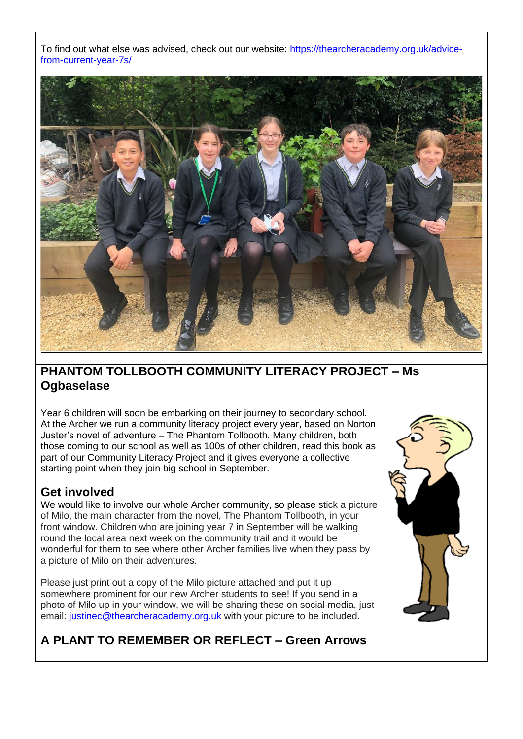To find out what else was advised, check out our website: https://thearcheracademy.org.uk/advice-from-current-year-7s/

## PHANTOM TOLLBOOTH COMMUNITY LITERACY PROJECT – Ms Ogbaselase

Year 6 children will soon be embarking on their journey to secondary school. At the Archer we run a community literacy project every year, based on Norton Juster's novel of adventure – The Phantom Tollbooth. Many children, both those coming to our school as well as 100s of other children, read this book as part of our Community Literacy Project and it gives everyone a collective starting point when they join big school in September.

### Get involved

We would like to involve our whole Archer community, so please stick a picture of Milo, the main character from the novel, The Phantom Tollbooth, in your front window. Children who are joining year 7 in September will be walking round the local area next week on the community trail and it would be wonderful for them to see where other Archer families live when they pass by a picture of Milo on their adventures.

Please just print out a copy of the Milo picture attached and put it up somewhere prominent for our new Archer students to see! If you send in a photo of Milo up in your window, we will be sharing these on social media, just email: justinec@thearcheracademy.org.uk with your picture to be included.

## A PLANT TO REMEMBER OR REFLECT – Green Arrows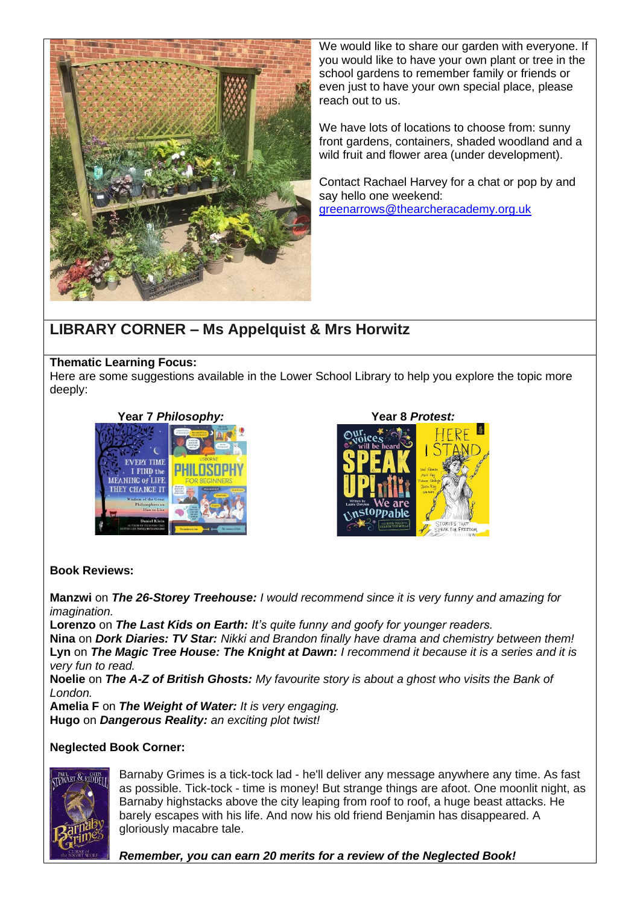We would like to share our garden with everyone. If you would like to have your own plant or tree in the school gardens to remember family or friends or even just to have your own special place, please reach out to us.

We have lots of locations to choose from: sunny front gardens, containers, shaded woodland and a wild fruit and flower area (under development).

Contact Rachael Harvey for a chat or pop by and say hello one weekend: [greenarrows@thearcheracademy.org.uk](mailto:greenarrows@thearcheracademy.org.uk)

## LIBRARY CORNER – Ms Appelquist & Mrs Horwitz

**Thematic Learning Focus:**

Here are some suggestions available in the Lower School Library to help you explore the topic more deeply:

**Year 7 *Philosophy:***

**Year 8 *Protest:***

**Book Reviews:**

**Manzwi** on ***The 26-Storey Treehouse:*** *I would recommend since it is very funny and amazing for imagination.*

**Lorenzo** on ***The Last Kids on Earth:*** *It's quite funny and goofy for younger readers.*

**Nina** on ***Dork Diaries: TV Star:*** *Nikki and Brandon finally have drama and chemistry between them!*

**Lyn** on ***The Magic Tree House: The Knight at Dawn:*** *I recommend it because it is a series and it is very fun to read.*

**Noelie** on ***The A-Z of British Ghosts:*** *My favourite story is about a ghost who visits the Bank of London.*

**Amelia F** on ***The Weight of Water:*** *It is very engaging.*

**Hugo** on ***Dangerous Reality:*** *an exciting plot twist!*

**Neglected Book Corner:**

Barnaby Grimes is a tick-tock lad - he'll deliver any message anywhere any time. As fast as possible. Tick-tock - time is money! But strange things are afoot. One moonlit night, as Barnaby highstacks above the city leaping from roof to roof, a huge beast attacks. He barely escapes with his life. And now his old friend Benjamin has disappeared. A gloriously macabre tale.

***Remember, you can earn 20 merits for a review of the Neglected Book!***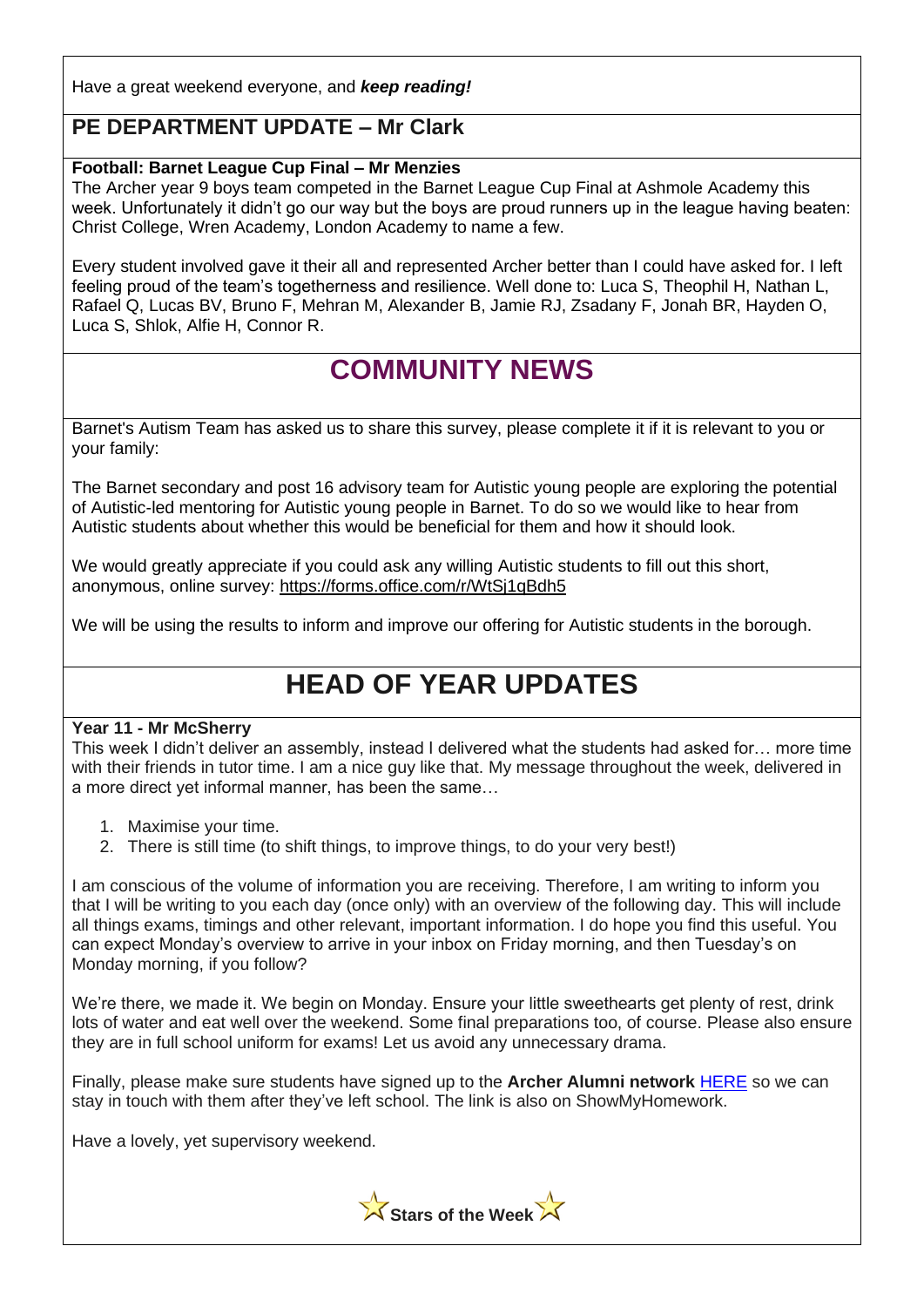Have a great weekend everyone, and ***keep reading!***

## PE DEPARTMENT UPDATE – Mr Clark

**Football: Barnet League Cup Final – Mr Menzies**

The Archer year 9 boys team competed in the Barnet League Cup Final at Ashmole Academy this week. Unfortunately it didn't go our way but the boys are proud runners up in the league having beaten: Christ College, Wren Academy, London Academy to name a few.

Every student involved gave it their all and represented Archer better than I could have asked for. I left feeling proud of the team's togetherness and resilience. Well done to: Luca S, Theophil H, Nathan L, Rafael Q, Lucas BV, Bruno F, Mehran M, Alexander B, Jamie RJ, Zsadany F, Jonah BR, Hayden O, Luca S, Shlok, Alfie H, Connor R.

# COMMUNITY NEWS

Barnet's Autism Team has asked us to share this survey, please complete it if it is relevant to you or your family:

The Barnet secondary and post 16 advisory team for Autistic young people are exploring the potential of Autistic-led mentoring for Autistic young people in Barnet. To do so we would like to hear from Autistic students about whether this would be beneficial for them and how it should look.

We would greatly appreciate if you could ask any willing Autistic students to fill out this short, anonymous, online survey: https://forms.office.com/r/WtSj1qBdh5

We will be using the results to inform and improve our offering for Autistic students in the borough.

# HEAD OF YEAR UPDATES

**Year 11 - Mr McSherry**

This week I didn't deliver an assembly, instead I delivered what the students had asked for… more time with their friends in tutor time. I am a nice guy like that. My message throughout the week, delivered in a more direct yet informal manner, has been the same…

1. Maximise your time.
2. There is still time (to shift things, to improve things, to do your very best!)

I am conscious of the volume of information you are receiving. Therefore, I am writing to inform you that I will be writing to you each day (once only) with an overview of the following day. This will include all things exams, timings and other relevant, important information. I do hope you find this useful. You can expect Monday's overview to arrive in your inbox on Friday morning, and then Tuesday's on Monday morning, if you follow?

We're there, we made it. We begin on Monday. Ensure your little sweethearts get plenty of rest, drink lots of water and eat well over the weekend. Some final preparations too, of course. Please also ensure they are in full school uniform for exams! Let us avoid any unnecessary drama.

Finally, please make sure students have signed up to the **Archer Alumni network** HERE so we can stay in touch with them after they've left school. The link is also on ShowMyHomework.

Have a lovely, yet supervisory weekend.

**Stars of the Week**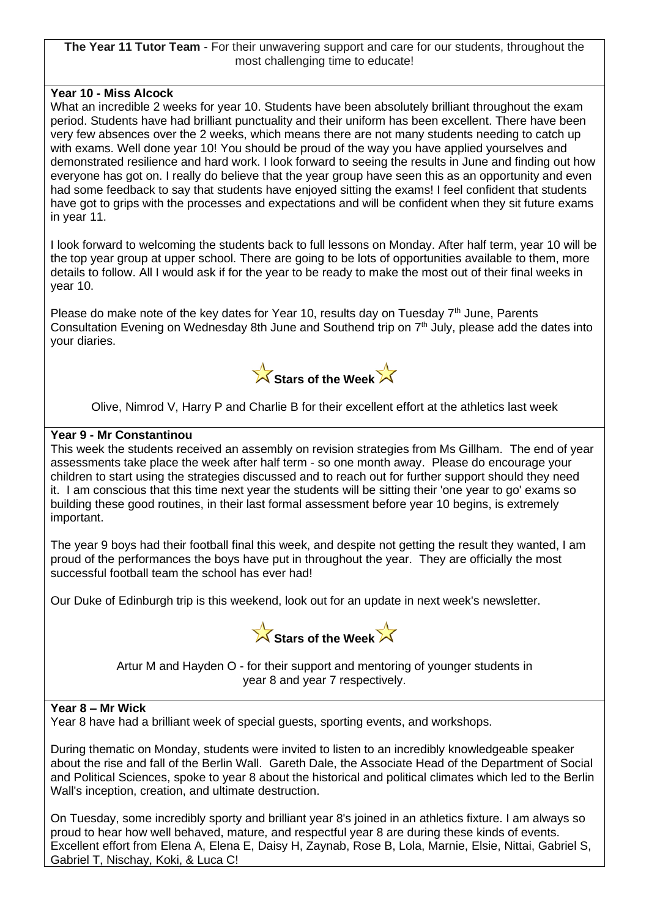**The Year 11 Tutor Team** - For their unwavering support and care for our students, throughout the most challenging time to educate!

**Year 10 - Miss Alcock**

What an incredible 2 weeks for year 10. Students have been absolutely brilliant throughout the exam period. Students have had brilliant punctuality and their uniform has been excellent. There have been very few absences over the 2 weeks, which means there are not many students needing to catch up with exams. Well done year 10! You should be proud of the way you have applied yourselves and demonstrated resilience and hard work. I look forward to seeing the results in June and finding out how everyone has got on. I really do believe that the year group have seen this as an opportunity and even had some feedback to say that students have enjoyed sitting the exams! I feel confident that students have got to grips with the processes and expectations and will be confident when they sit future exams in year 11.

I look forward to welcoming the students back to full lessons on Monday. After half term, year 10 will be the top year group at upper school. There are going to be lots of opportunities available to them, more details to follow. All I would ask if for the year to be ready to make the most out of their final weeks in year 10.

Please do make note of the key dates for Year 10, results day on Tuesday 7th June, Parents Consultation Evening on Wednesday 8th June and Southend trip on 7th July, please add the dates into your diaries.

**Stars of the Week**

Olive, Nimrod V, Harry P and Charlie B for their excellent effort at the athletics last week

**Year 9 - Mr Constantinou**

This week the students received an assembly on revision strategies from Ms Gillham. The end of year assessments take place the week after half term - so one month away. Please do encourage your children to start using the strategies discussed and to reach out for further support should they need it. I am conscious that this time next year the students will be sitting their 'one year to go' exams so building these good routines, in their last formal assessment before year 10 begins, is extremely important.

The year 9 boys had their football final this week, and despite not getting the result they wanted, I am proud of the performances the boys have put in throughout the year. They are officially the most successful football team the school has ever had!

Our Duke of Edinburgh trip is this weekend, look out for an update in next week's newsletter.

**Stars of the Week**

Artur M and Hayden O - for their support and mentoring of younger students in year 8 and year 7 respectively.

**Year 8 – Mr Wick**

Year 8 have had a brilliant week of special guests, sporting events, and workshops.

During thematic on Monday, students were invited to listen to an incredibly knowledgeable speaker about the rise and fall of the Berlin Wall. Gareth Dale, the Associate Head of the Department of Social and Political Sciences, spoke to year 8 about the historical and political climates which led to the Berlin Wall's inception, creation, and ultimate destruction.

On Tuesday, some incredibly sporty and brilliant year 8's joined in an athletics fixture. I am always so proud to hear how well behaved, mature, and respectful year 8 are during these kinds of events. Excellent effort from Elena A, Elena E, Daisy H, Zaynab, Rose B, Lola, Marnie, Elsie, Nittai, Gabriel S, Gabriel T, Nischay, Koki, & Luca C!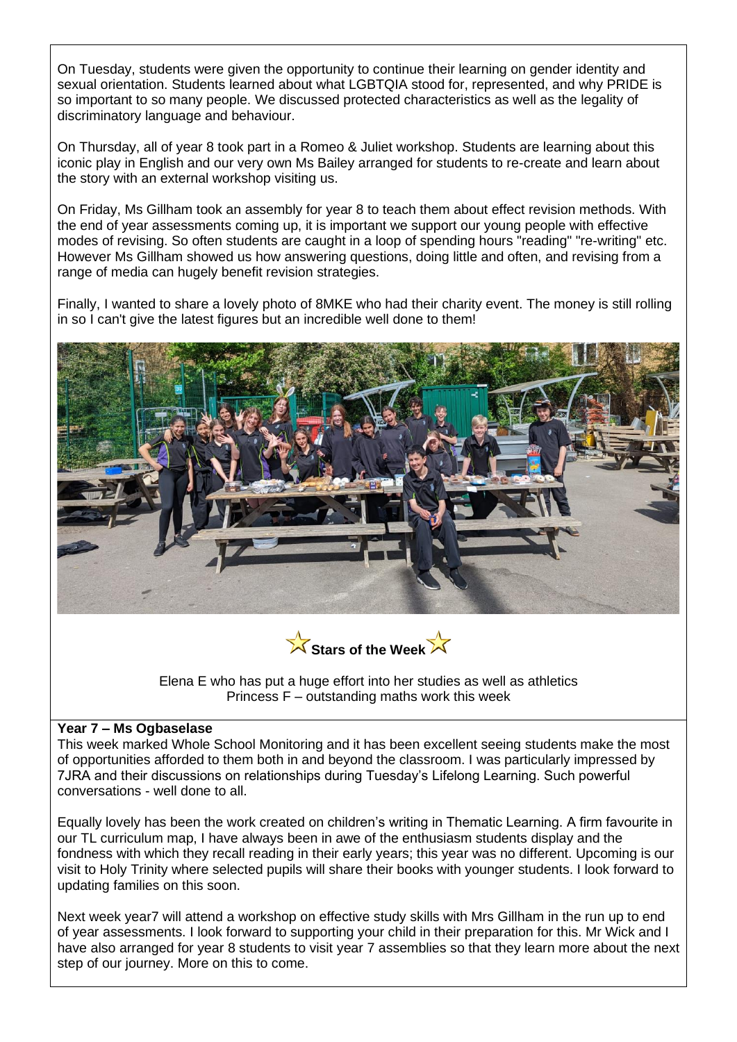On Tuesday, students were given the opportunity to continue their learning on gender identity and sexual orientation. Students learned about what LGBTQIA stood for, represented, and why PRIDE is so important to so many people. We discussed protected characteristics as well as the legality of discriminatory language and behaviour.

On Thursday, all of year 8 took part in a Romeo & Juliet workshop. Students are learning about this iconic play in English and our very own Ms Bailey arranged for students to re-create and learn about the story with an external workshop visiting us.

On Friday, Ms Gillham took an assembly for year 8 to teach them about effect revision methods. With the end of year assessments coming up, it is important we support our young people with effective modes of revising. So often students are caught in a loop of spending hours "reading" "re-writing" etc. However Ms Gillham showed us how answering questions, doing little and often, and revising from a range of media can hugely benefit revision strategies.

Finally, I wanted to share a lovely photo of 8MKE who had their charity event. The money is still rolling in so I can't give the latest figures but an incredible well done to them!

**Stars of the Week**

Elena E who has put a huge effort into her studies as well as athletics
Princess F – outstanding maths work this week

**Year 7 – Ms Ogbaselase**

This week marked Whole School Monitoring and it has been excellent seeing students make the most of opportunities afforded to them both in and beyond the classroom. I was particularly impressed by 7JRA and their discussions on relationships during Tuesday's Lifelong Learning. Such powerful conversations - well done to all.

Equally lovely has been the work created on children's writing in Thematic Learning. A firm favourite in our TL curriculum map, I have always been in awe of the enthusiasm students display and the fondness with which they recall reading in their early years; this year was no different. Upcoming is our visit to Holy Trinity where selected pupils will share their books with younger students. I look forward to updating families on this soon.

Next week year7 will attend a workshop on effective study skills with Mrs Gillham in the run up to end of year assessments. I look forward to supporting your child in their preparation for this. Mr Wick and I have also arranged for year 8 students to visit year 7 assemblies so that they learn more about the next step of our journey. More on this to come.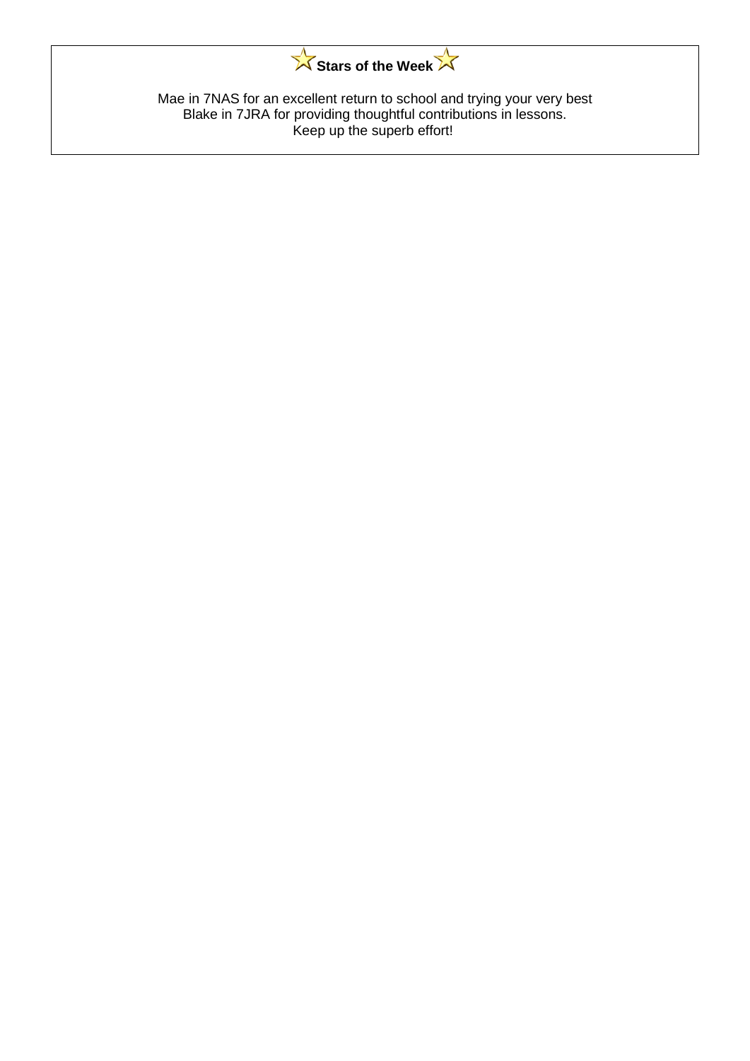## ⭐ Stars of the Week ⭐

Mae in 7NAS for an excellent return to school and trying your very best
Blake in 7JRA for providing thoughtful contributions in lessons.
Keep up the superb effort!